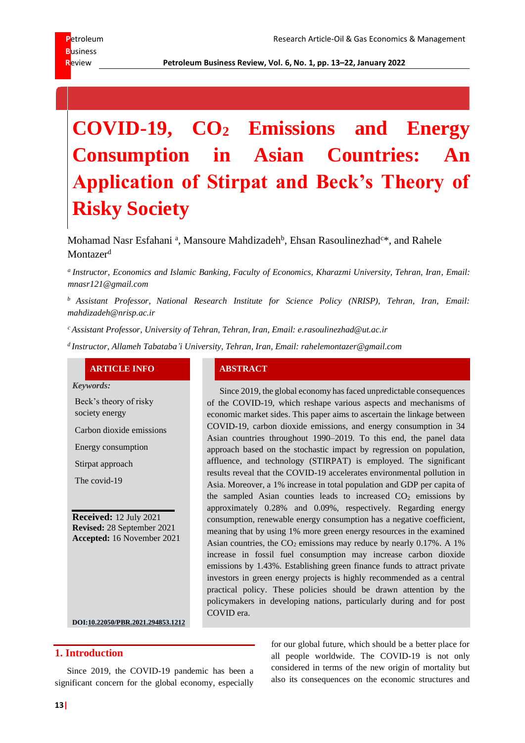# COVID-19, $CO_2$ Emissions and Energy Consumption in Asian Countries: An Application of Stirpat and Beck's Theory of Risky Society

Mohamad Nasr Esfahani [a], Mansoure Mahdizadeh[b], Ehsan Rasoulinezhad[c]*, and Rahele Montazer[d]

*[a] Instructor, Economics and Islamic Banking, Faculty of Economics, Kharazmi University, Tehran, Iran, Email: mnasr121@gmail.com*

*[b] Assistant Professor, National Research Institute for Science Policy (NRISP), Tehran, Iran, Email: mahdizadeh@nrisp.ac.ir*

*[c] Assistant Professor, University of Tehran, Tehran, Iran, Email: e.rasoulinezhad@ut.ac.ir*

*[d] Instructor, Allameh Tabataba'i University, Tehran, Iran, Email: rahelemontazer@gmail.com*

## ARTICLE INFO

*Keywords:*

Beck's theory of risky society energy

Carbon dioxide emissions

Energy consumption

Stirpat approach

The covid-19

**Received:** 12 July 2021
**Revised:** 28 September 2021
**Accepted:** 16 November 2021

**DOI:10.22050/PBR.2021.294853.1212**

## ABSTRACT

Since 2019, the global economy has faced unpredictable consequences of the COVID-19, which reshape various aspects and mechanisms of economic market sides. This paper aims to ascertain the linkage between COVID-19, carbon dioxide emissions, and energy consumption in 34 Asian countries throughout 1990–2019. To this end, the panel data approach based on the stochastic impact by regression on population, affluence, and technology (STIRPAT) is employed. The significant results reveal that the COVID-19 accelerates environmental pollution in Asia. Moreover, a 1% increase in total population and GDP per capita of the sampled Asian counties leads to increased $CO_2$ emissions by approximately 0.28% and 0.09%, respectively. Regarding energy consumption, renewable energy consumption has a negative coefficient, meaning that by using 1% more green energy resources in the examined Asian countries, the $CO_2$ emissions may reduce by nearly 0.17%. A 1% increase in fossil fuel consumption may increase carbon dioxide emissions by 1.43%. Establishing green finance funds to attract private investors in green energy projects is highly recommended as a central practical policy. These policies should be drawn attention by the policymakers in developing nations, particularly during and for post COVID era.

## 1. Introduction

Since 2019, the COVID-19 pandemic has been a significant concern for the global economy, especially for our global future, which should be a better place for all people worldwide. The COVID-19 is not only considered in terms of the new origin of mortality but also its consequences on the economic structures and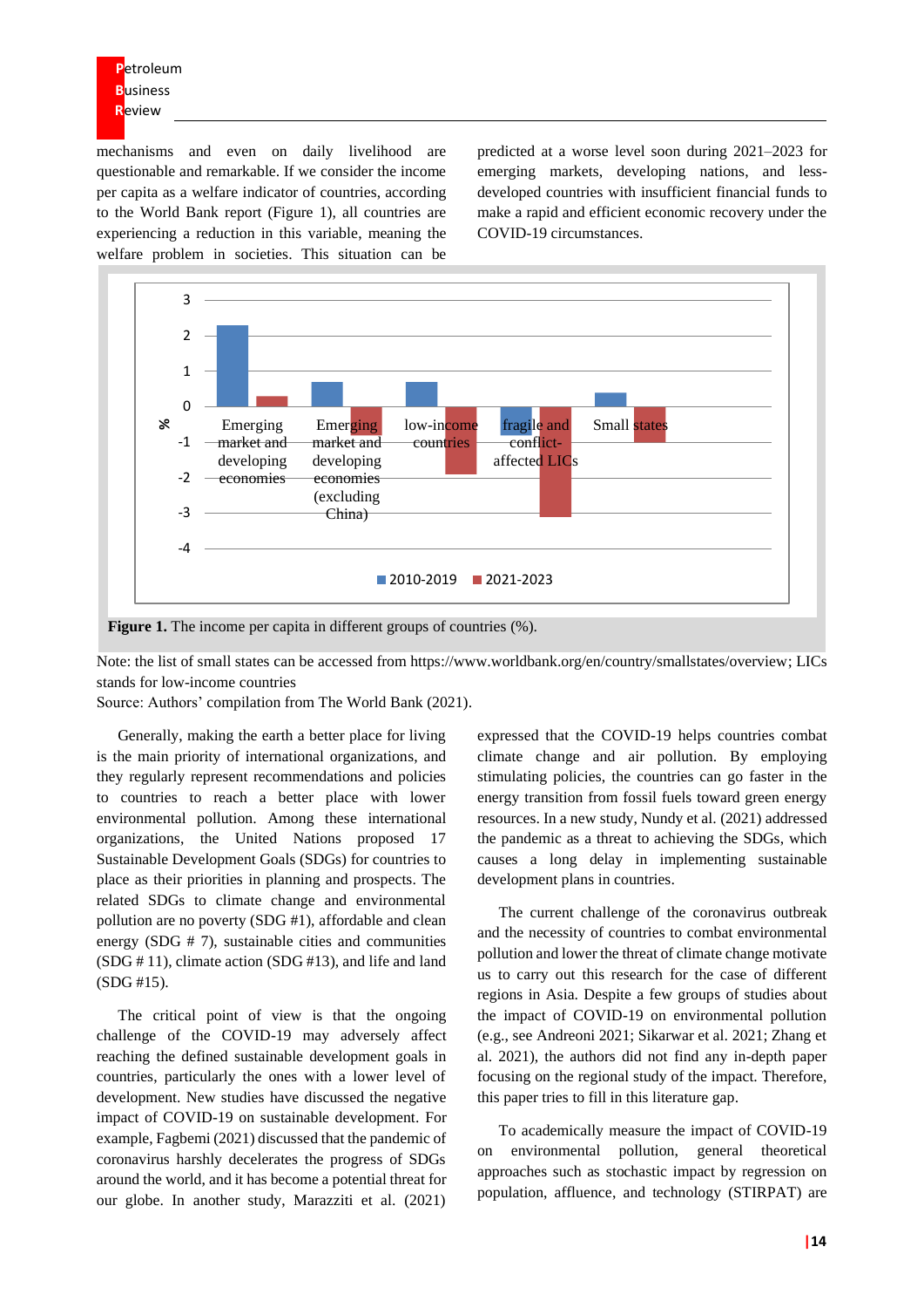mechanisms and even on daily livelihood are questionable and remarkable. If we consider the income per capita as a welfare indicator of countries, according to the World Bank report (Figure 1), all countries are experiencing a reduction in this variable, meaning the welfare problem in societies. This situation can be predicted at a worse level soon during 2021–2023 for emerging markets, developing nations, and less-developed countries with insufficient financial funds to make a rapid and efficient economic recovery under the COVID-19 circumstances.

**Figure 1.** The income per capita in different groups of countries (%).

Note: the list of small states can be accessed from https://www.worldbank.org/en/country/smallstates/overview; LICs stands for low-income countries

Source: Authors' compilation from The World Bank (2021).

Generally, making the earth a better place for living is the main priority of international organizations, and they regularly represent recommendations and policies to countries to reach a better place with lower environmental pollution. Among these international organizations, the United Nations proposed 17 Sustainable Development Goals (SDGs) for countries to place as their priorities in planning and prospects. The related SDGs to climate change and environmental pollution are no poverty (SDG #1), affordable and clean energy (SDG # 7), sustainable cities and communities (SDG # 11), climate action (SDG #13), and life and land (SDG #15).

The critical point of view is that the ongoing challenge of the COVID-19 may adversely affect reaching the defined sustainable development goals in countries, particularly the ones with a lower level of development. New studies have discussed the negative impact of COVID-19 on sustainable development. For example, Fagbemi (2021) discussed that the pandemic of coronavirus harshly decelerates the progress of SDGs around the world, and it has become a potential threat for our globe. In another study, Marazziti et al. (2021) expressed that the COVID-19 helps countries combat climate change and air pollution. By employing stimulating policies, the countries can go faster in the energy transition from fossil fuels toward green energy resources. In a new study, Nundy et al. (2021) addressed the pandemic as a threat to achieving the SDGs, which causes a long delay in implementing sustainable development plans in countries.

The current challenge of the coronavirus outbreak and the necessity of countries to combat environmental pollution and lower the threat of climate change motivate us to carry out this research for the case of different regions in Asia. Despite a few groups of studies about the impact of COVID-19 on environmental pollution (e.g., see Andreoni 2021; Sikarwar et al. 2021; Zhang et al. 2021), the authors did not find any in-depth paper focusing on the regional study of the impact. Therefore, this paper tries to fill in this literature gap.

To academically measure the impact of COVID-19 on environmental pollution, general theoretical approaches such as stochastic impact by regression on population, affluence, and technology (STIRPAT) are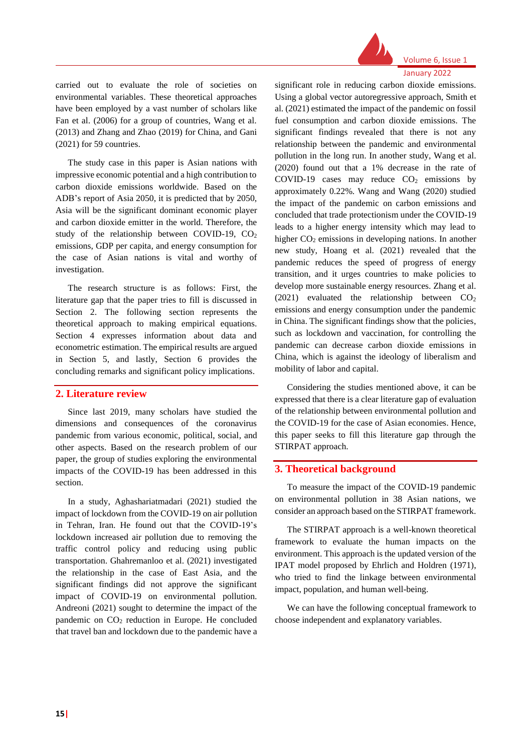carried out to evaluate the role of societies on environmental variables. These theoretical approaches have been employed by a vast number of scholars like Fan et al. (2006) for a group of countries, Wang et al. (2013) and Zhang and Zhao (2019) for China, and Gani (2021) for 59 countries.

The study case in this paper is Asian nations with impressive economic potential and a high contribution to carbon dioxide emissions worldwide. Based on the ADB's report of Asia 2050, it is predicted that by 2050, Asia will be the significant dominant economic player and carbon dioxide emitter in the world. Therefore, the study of the relationship between COVID-19, $CO_2$ emissions, GDP per capita, and energy consumption for the case of Asian nations is vital and worthy of investigation.

The research structure is as follows: First, the literature gap that the paper tries to fill is discussed in Section 2. The following section represents the theoretical approach to making empirical equations. Section 4 expresses information about data and econometric estimation. The empirical results are argued in Section 5, and lastly, Section 6 provides the concluding remarks and significant policy implications.

## 2. Literature review

Since last 2019, many scholars have studied the dimensions and consequences of the coronavirus pandemic from various economic, political, social, and other aspects. Based on the research problem of our paper, the group of studies exploring the environmental impacts of the COVID-19 has been addressed in this section.

In a study, Aghashariatmadari (2021) studied the impact of lockdown from the COVID-19 on air pollution in Tehran, Iran. He found out that the COVID-19's lockdown increased air pollution due to removing the traffic control policy and reducing using public transportation. Ghahremanloo et al. (2021) investigated the relationship in the case of East Asia, and the significant findings did not approve the significant impact of COVID-19 on environmental pollution. Andreoni (2021) sought to determine the impact of the pandemic on $CO_2$ reduction in Europe. He concluded that travel ban and lockdown due to the pandemic have a significant role in reducing carbon dioxide emissions. Using a global vector autoregressive approach, Smith et al. (2021) estimated the impact of the pandemic on fossil fuel consumption and carbon dioxide emissions. The significant findings revealed that there is not any relationship between the pandemic and environmental pollution in the long run. In another study, Wang et al. (2020) found out that a 1% decrease in the rate of COVID-19 cases may reduce $CO_2$ emissions by approximately 0.22%. Wang and Wang (2020) studied the impact of the pandemic on carbon emissions and concluded that trade protectionism under the COVID-19 leads to a higher energy intensity which may lead to higher $CO_2$ emissions in developing nations. In another new study, Hoang et al. (2021) revealed that the pandemic reduces the speed of progress of energy transition, and it urges countries to make policies to develop more sustainable energy resources. Zhang et al. (2021) evaluated the relationship between $CO_2$ emissions and energy consumption under the pandemic in China. The significant findings show that the policies, such as lockdown and vaccination, for controlling the pandemic can decrease carbon dioxide emissions in China, which is against the ideology of liberalism and mobility of labor and capital.

Considering the studies mentioned above, it can be expressed that there is a clear literature gap of evaluation of the relationship between environmental pollution and the COVID-19 for the case of Asian economies. Hence, this paper seeks to fill this literature gap through the STIRPAT approach.

## 3. Theoretical background

To measure the impact of the COVID-19 pandemic on environmental pollution in 38 Asian nations, we consider an approach based on the STIRPAT framework.

The STIRPAT approach is a well-known theoretical framework to evaluate the human impacts on the environment. This approach is the updated version of the IPAT model proposed by Ehrlich and Holdren (1971), who tried to find the linkage between environmental impact, population, and human well-being.

We can have the following conceptual framework to choose independent and explanatory variables.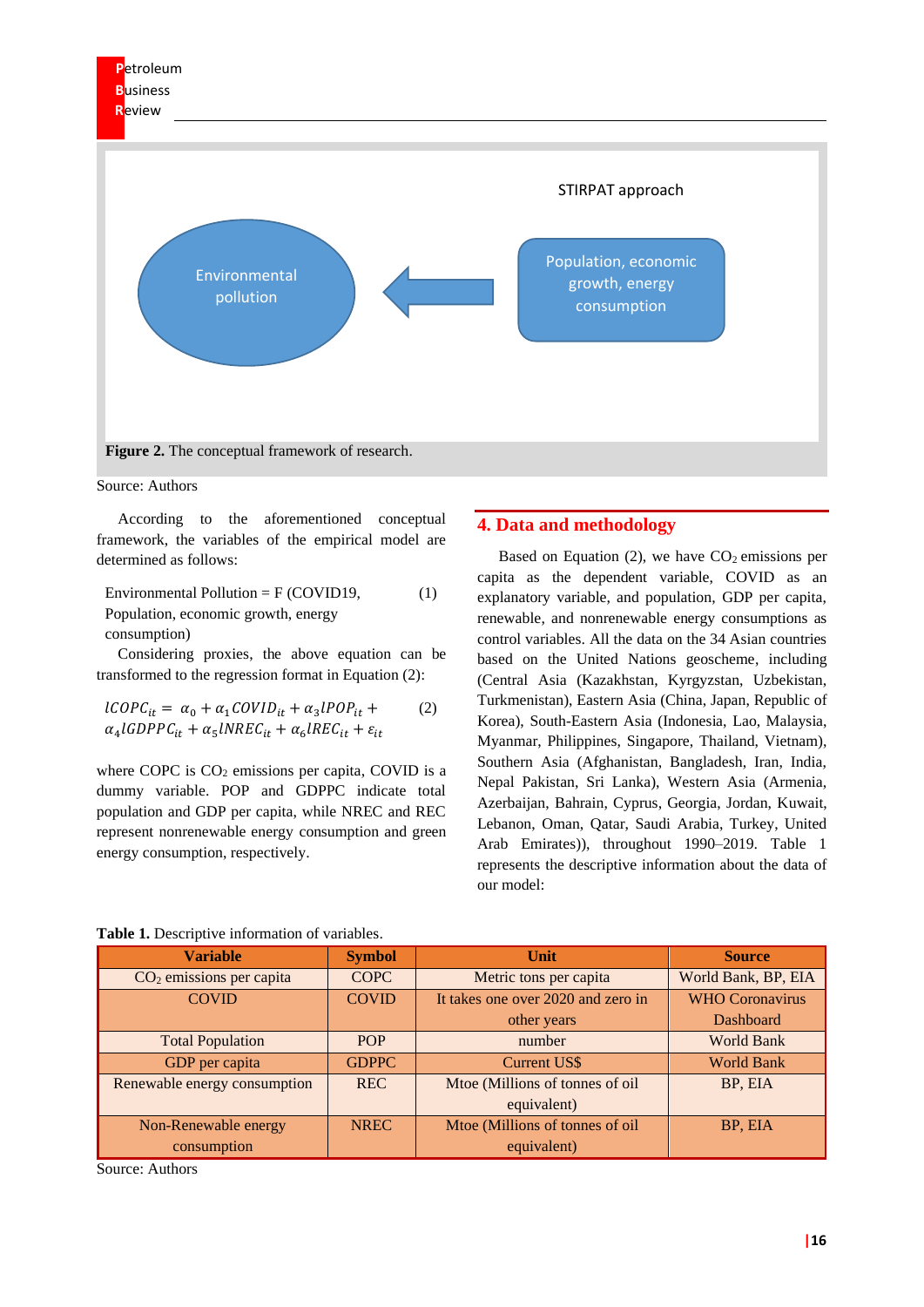STIRPAT approach

Environmental pollution ← Population, economic growth, energy consumption

**Figure 2.** The conceptual framework of research.

Source: Authors

According to the aforementioned conceptual framework, the variables of the empirical model are determined as follows:

Environmental Pollution = F (COVID19, Population, economic growth, energy consumption) (1)

Considering proxies, the above equation can be transformed to the regression format in Equation (2):

$$lCOPC_{it} = \alpha_0 + \alpha_1 COVID_{it} + \alpha_3 lPOP_{it} + \alpha_4 lGDPPC_{it} + \alpha_5 lNREC_{it} + \alpha_6 lREC_{it} + \varepsilon_{it} \quad (2)$$

where COPC is $CO_2$ emissions per capita, COVID is a dummy variable. POP and GDPPC indicate total population and GDP per capita, while NREC and REC represent nonrenewable energy consumption and green energy consumption, respectively.

## 4. Data and methodology

Based on Equation (2), we have $CO_2$ emissions per capita as the dependent variable, COVID as an explanatory variable, and population, GDP per capita, renewable, and nonrenewable energy consumptions as control variables. All the data on the 34 Asian countries based on the United Nations geoscheme, including (Central Asia (Kazakhstan, Kyrgyzstan, Uzbekistan, Turkmenistan), Eastern Asia (China, Japan, Republic of Korea), South-Eastern Asia (Indonesia, Lao, Malaysia, Myanmar, Philippines, Singapore, Thailand, Vietnam), Southern Asia (Afghanistan, Bangladesh, Iran, India, Nepal Pakistan, Sri Lanka), Western Asia (Armenia, Azerbaijan, Bahrain, Cyprus, Georgia, Jordan, Kuwait, Lebanon, Oman, Qatar, Saudi Arabia, Turkey, United Arab Emirates)), throughout 1990–2019. Table 1 represents the descriptive information about the data of our model:

**Table 1.** Descriptive information of variables.

| Variable | Symbol | Unit | Source |
|---|---|---|---|
| $CO_2$ emissions per capita | COPC | Metric tons per capita | World Bank, BP, EIA |
| COVID | COVID | It takes one over 2020 and zero in other years | WHO Coronavirus Dashboard |
| Total Population | POP | number | World Bank |
| GDP per capita | GDPPC | Current US$ | World Bank |
| Renewable energy consumption | REC | Mtoe (Millions of tonnes of oil equivalent) | BP, EIA |
| Non-Renewable energy consumption | NREC | Mtoe (Millions of tonnes of oil equivalent) | BP, EIA |

Source: Authors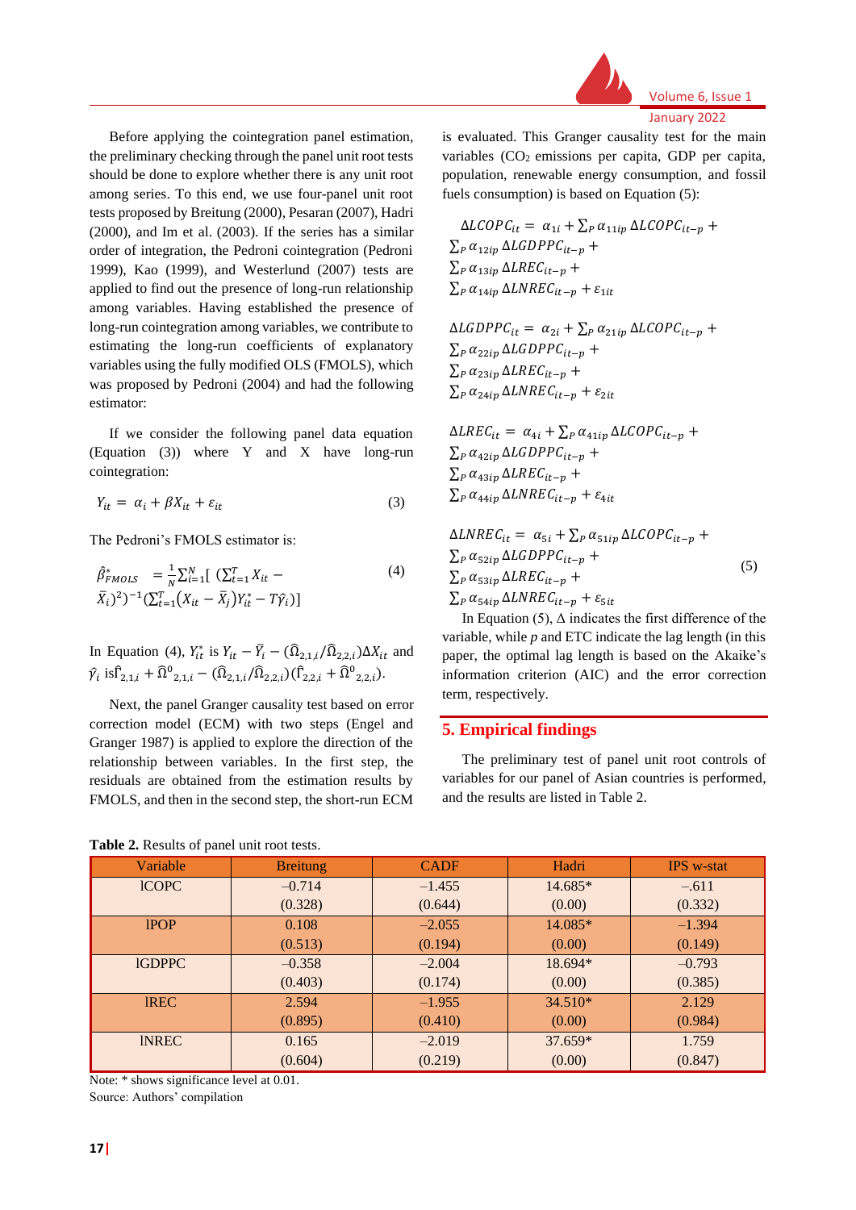Before applying the cointegration panel estimation, the preliminary checking through the panel unit root tests should be done to explore whether there is any unit root among series. To this end, we use four-panel unit root tests proposed by Breitung (2000), Pesaran (2007), Hadri (2000), and Im et al. (2003). If the series has a similar order of integration, the Pedroni cointegration (Pedroni 1999), Kao (1999), and Westerlund (2007) tests are applied to find out the presence of long-run relationship among variables. Having established the presence of long-run cointegration among variables, we contribute to estimating the long-run coefficients of explanatory variables using the fully modified OLS (FMOLS), which was proposed by Pedroni (2004) and had the following estimator:

If we consider the following panel data equation (Equation (3)) where Y and X have long-run cointegration:

$$Y_{it} = \alpha_i + \beta X_{it} + \varepsilon_{it} \tag{3}$$

The Pedroni's FMOLS estimator is:

$$\hat{\beta}^{*}_{FMOLS} = \frac{1}{N}\sum_{i=1}^{N}[\ (\sum_{t=1}^{T} X_{it} - \bar{X}_i)^2)^{-1}(\sum_{t=1}^{T}(X_{it} - \bar{X}_j)Y^{*}_{it} - T\hat{\gamma}_i)] \tag{4}$$

In Equation (4), $Y^{*}_{it}$ is $Y_{it} - \bar{Y}_i - (\hat{\Omega}_{2,1,i}/\hat{\Omega}_{2,2,i})\Delta X_{it}$ and $\hat{\gamma}_i$ is$\hat{\Gamma}_{2,1,i} + \hat{\Omega}^{0}{}_{2,1,i} - (\hat{\Omega}_{2,1,i}/\hat{\Omega}_{2,2,i})(\hat{\Gamma}_{2,2,i} + \hat{\Omega}^{0}{}_{2,2,i})$.

Next, the panel Granger causality test based on error correction model (ECM) with two steps (Engel and Granger 1987) is applied to explore the direction of the relationship between variables. In the first step, the residuals are obtained from the estimation results by FMOLS, and then in the second step, the short-run ECM is evaluated. This Granger causality test for the main variables ($CO_2$ emissions per capita, GDP per capita, population, renewable energy consumption, and fossil fuels consumption) is based on Equation (5):

$$\begin{aligned}
\Delta LCOPC_{it} &= \alpha_{1i} + \sum_{P}\alpha_{11ip}\,\Delta LCOPC_{it-p} + \sum_{P}\alpha_{12ip}\,\Delta LGDPPC_{it-p} + \sum_{P}\alpha_{13ip}\,\Delta LREC_{it-p} + \sum_{P}\alpha_{14ip}\,\Delta LNREC_{it-p} + \varepsilon_{1it} \\
\Delta LGDPPC_{it} &= \alpha_{2i} + \sum_{P}\alpha_{21ip}\,\Delta LCOPC_{it-p} + \sum_{P}\alpha_{22ip}\,\Delta LGDPPC_{it-p} + \sum_{P}\alpha_{23ip}\,\Delta LREC_{it-p} + \sum_{P}\alpha_{24ip}\,\Delta LNREC_{it-p} + \varepsilon_{2it} \\
\Delta LREC_{it} &= \alpha_{4i} + \sum_{P}\alpha_{41ip}\,\Delta LCOPC_{it-p} + \sum_{P}\alpha_{42ip}\,\Delta LGDPPC_{it-p} + \sum_{P}\alpha_{43ip}\,\Delta LREC_{it-p} + \sum_{P}\alpha_{44ip}\,\Delta LNREC_{it-p} + \varepsilon_{4it} \\
\Delta LNREC_{it} &= \alpha_{5i} + \sum_{P}\alpha_{51ip}\,\Delta LCOPC_{it-p} + \sum_{P}\alpha_{52ip}\,\Delta LGDPPC_{it-p} + \sum_{P}\alpha_{53ip}\,\Delta LREC_{it-p} + \sum_{P}\alpha_{54ip}\,\Delta LNREC_{it-p} + \varepsilon_{5it}
\end{aligned} \tag{5}$$

In Equation (5), $\Delta$ indicates the first difference of the variable, while $p$ and ETC indicate the lag length (in this paper, the optimal lag length is based on the Akaike's information criterion (AIC) and the error correction term, respectively.

## 5. Empirical findings

The preliminary test of panel unit root controls of variables for our panel of Asian countries is performed, and the results are listed in Table 2.

**Table 2.** Results of panel unit root tests.

| Variable | Breitung | CADF | Hadri | IPS w-stat |
|---|---|---|---|---|
| lCOPC | −0.714<br>(0.328) | −1.455<br>(0.644) | 14.685*<br>(0.00) | −.611<br>(0.332) |
| lPOP | 0.108<br>(0.513) | −2.055<br>(0.194) | 14.085*<br>(0.00) | −1.394<br>(0.149) |
| lGDPPC | −0.358<br>(0.403) | −2.004<br>(0.174) | 18.694*<br>(0.00) | −0.793<br>(0.385) |
| lREC | 2.594<br>(0.895) | −1.955<br>(0.410) | 34.510*<br>(0.00) | 2.129<br>(0.984) |
| lNREC | 0.165<br>(0.604) | −2.019<br>(0.219) | 37.659*<br>(0.00) | 1.759<br>(0.847) |

Note: * shows significance level at 0.01.

Source: Authors' compilation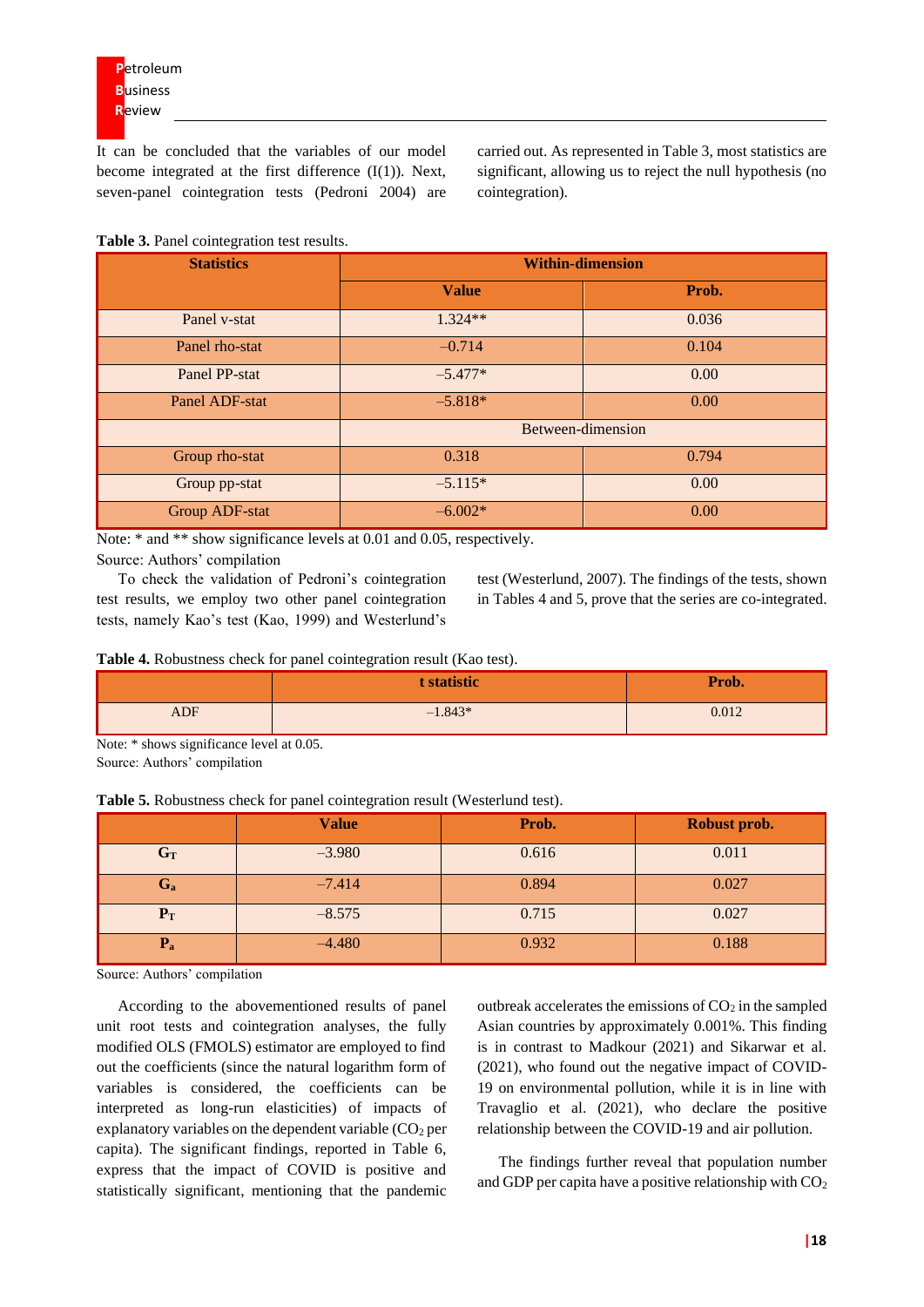It can be concluded that the variables of our model become integrated at the first difference (I(1)). Next, seven-panel cointegration tests (Pedroni 2004) are carried out. As represented in Table 3, most statistics are significant, allowing us to reject the null hypothesis (no cointegration).

**Table 3.** Panel cointegration test results.

| Statistics | Within-dimension | |
|---|---|---|
| | **Value** | **Prob.** |
| Panel v-stat | 1.324** | 0.036 |
| Panel rho-stat | –0.714 | 0.104 |
| Panel PP-stat | –5.477* | 0.00 |
| Panel ADF-stat | –5.818* | 0.00 |
| | Between-dimension | |
| Group rho-stat | 0.318 | 0.794 |
| Group pp-stat | –5.115* | 0.00 |
| Group ADF-stat | –6.002* | 0.00 |

Note: * and ** show significance levels at 0.01 and 0.05, respectively.

Source: Authors' compilation

To check the validation of Pedroni's cointegration test results, we employ two other panel cointegration tests, namely Kao's test (Kao, 1999) and Westerlund's test (Westerlund, 2007). The findings of the tests, shown in Tables 4 and 5, prove that the series are co-integrated.

**Table 4.** Robustness check for panel cointegration result (Kao test).

| | **t statistic** | **Prob.** |
|---|---|---|
| ADF | –1.843* | 0.012 |

Note: * shows significance level at 0.05.

Source: Authors' compilation

**Table 5.** Robustness check for panel cointegration result (Westerlund test).

| | **Value** | **Prob.** | **Robust prob.** |
|---|---|---|---|
| $\mathbf{G_T}$ | –3.980 | 0.616 | 0.011 |
| $\mathbf{G_a}$ | –7.414 | 0.894 | 0.027 |
| $\mathbf{P_T}$ | –8.575 | 0.715 | 0.027 |
| $\mathbf{P_a}$ | –4.480 | 0.932 | 0.188 |

Source: Authors' compilation

According to the abovementioned results of panel unit root tests and cointegration analyses, the fully modified OLS (FMOLS) estimator are employed to find out the coefficients (since the natural logarithm form of variables is considered, the coefficients can be interpreted as long-run elasticities) of impacts of explanatory variables on the dependent variable ($CO_2$ per capita). The significant findings, reported in Table 6, express that the impact of COVID is positive and statistically significant, mentioning that the pandemic outbreak accelerates the emissions of $CO_2$ in the sampled Asian countries by approximately 0.001%. This finding is in contrast to Madkour (2021) and Sikarwar et al. (2021), who found out the negative impact of COVID-19 on environmental pollution, while it is in line with Travaglio et al. (2021), who declare the positive relationship between the COVID-19 and air pollution.

The findings further reveal that population number and GDP per capita have a positive relationship with $CO_2$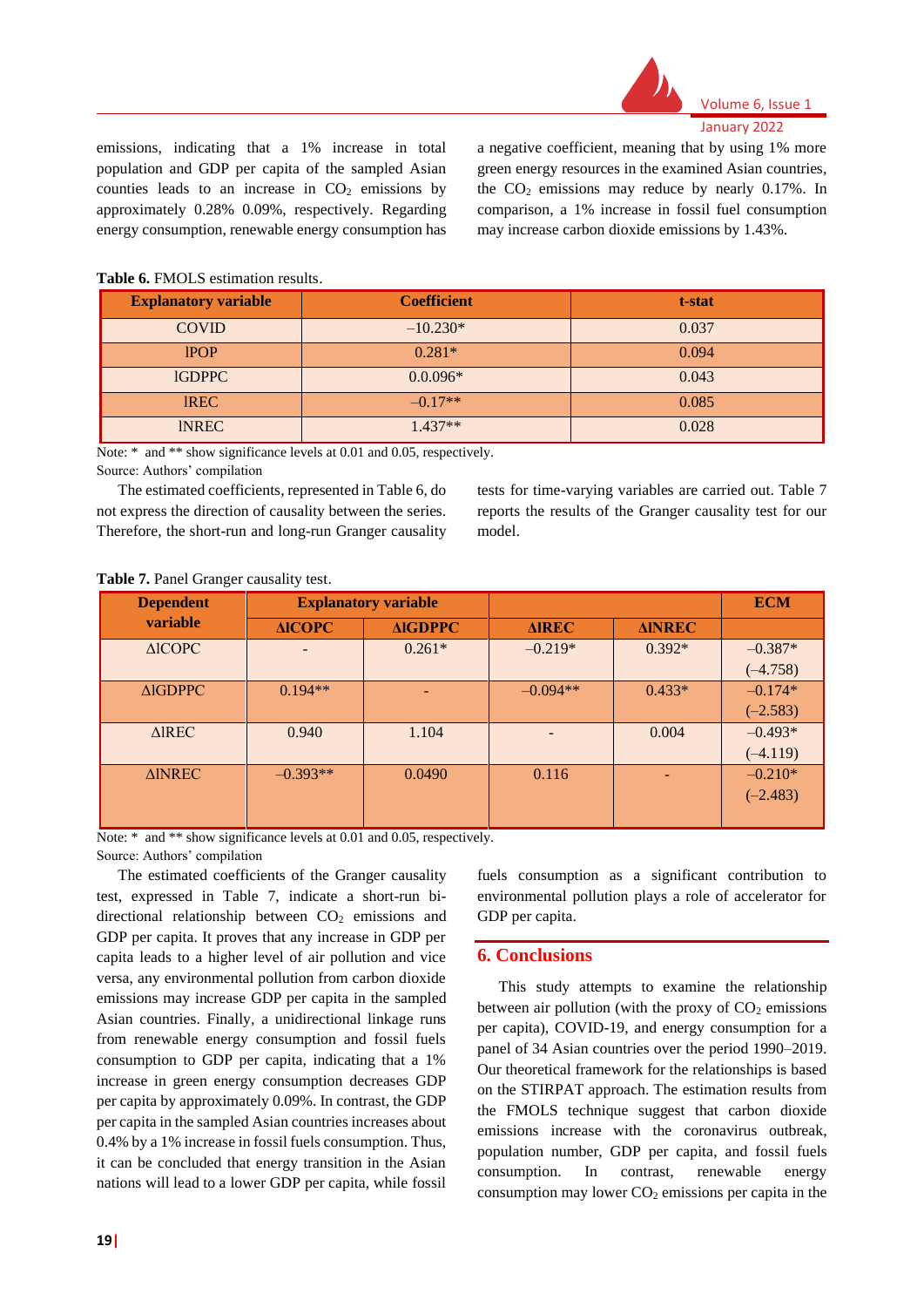emissions, indicating that a 1% increase in total population and GDP per capita of the sampled Asian counties leads to an increase in $CO_2$ emissions by approximately 0.28% 0.09%, respectively. Regarding energy consumption, renewable energy consumption has a negative coefficient, meaning that by using 1% more green energy resources in the examined Asian countries, the $CO_2$ emissions may reduce by nearly 0.17%. In comparison, a 1% increase in fossil fuel consumption may increase carbon dioxide emissions by 1.43%.

**Table 6.** FMOLS estimation results.

| Explanatory variable | Coefficient | t-stat |
|---|---|---|
| COVID | –10.230* | 0.037 |
| lPOP | 0.281* | 0.094 |
| lGDPPC | 0.0.096* | 0.043 |
| lREC | –0.17** | 0.085 |
| lNREC | 1.437** | 0.028 |

Note: * and ** show significance levels at 0.01 and 0.05, respectively.
Source: Authors' compilation

The estimated coefficients, represented in Table 6, do not express the direction of causality between the series. Therefore, the short-run and long-run Granger causality tests for time-varying variables are carried out. Table 7 reports the results of the Granger causality test for our model.

**Table 7.** Panel Granger causality test.

| Dependent variable | Explanatory variable | | | | ECM |
|---|---|---|---|---|---|
| | ΔlCOPC | ΔlGDPPC | ΔlREC | ΔlNREC | |
| ΔlCOPC | - | 0.261* | –0.219* | 0.392* | –0.387* (–4.758) |
| ΔlGDPPC | 0.194** | - | –0.094** | 0.433* | –0.174* (–2.583) |
| ΔlREC | 0.940 | 1.104 | - | 0.004 | –0.493* (–4.119) |
| ΔlNREC | –0.393** | 0.0490 | 0.116 | - | –0.210* (–2.483) |

Note: * and ** show significance levels at 0.01 and 0.05, respectively.
Source: Authors' compilation

The estimated coefficients of the Granger causality test, expressed in Table 7, indicate a short-run bi-directional relationship between $CO_2$ emissions and GDP per capita. It proves that any increase in GDP per capita leads to a higher level of air pollution and vice versa, any environmental pollution from carbon dioxide emissions may increase GDP per capita in the sampled Asian countries. Finally, a unidirectional linkage runs from renewable energy consumption and fossil fuels consumption to GDP per capita, indicating that a 1% increase in green energy consumption decreases GDP per capita by approximately 0.09%. In contrast, the GDP per capita in the sampled Asian countries increases about 0.4% by a 1% increase in fossil fuels consumption. Thus, it can be concluded that energy transition in the Asian nations will lead to a lower GDP per capita, while fossil fuels consumption as a significant contribution to environmental pollution plays a role of accelerator for GDP per capita.

## 6. Conclusions

This study attempts to examine the relationship between air pollution (with the proxy of $CO_2$ emissions per capita), COVID-19, and energy consumption for a panel of 34 Asian countries over the period 1990–2019. Our theoretical framework for the relationships is based on the STIRPAT approach. The estimation results from the FMOLS technique suggest that carbon dioxide emissions increase with the coronavirus outbreak, population number, GDP per capita, and fossil fuels consumption. In contrast, renewable energy consumption may lower $CO_2$ emissions per capita in the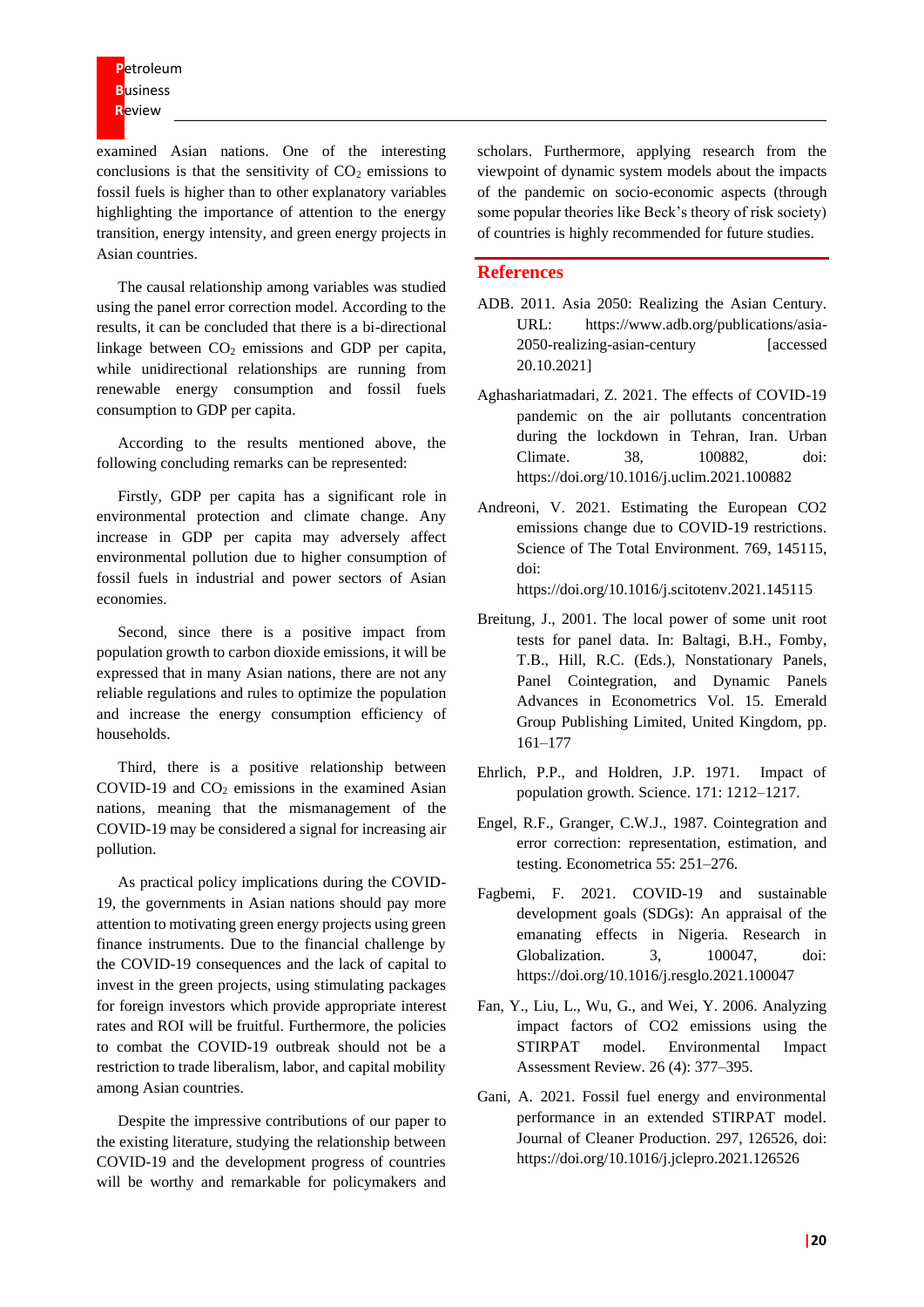examined Asian nations. One of the interesting conclusions is that the sensitivity of $CO_2$ emissions to fossil fuels is higher than to other explanatory variables highlighting the importance of attention to the energy transition, energy intensity, and green energy projects in Asian countries.

The causal relationship among variables was studied using the panel error correction model. According to the results, it can be concluded that there is a bi-directional linkage between $CO_2$ emissions and GDP per capita, while unidirectional relationships are running from renewable energy consumption and fossil fuels consumption to GDP per capita.

According to the results mentioned above, the following concluding remarks can be represented:

Firstly, GDP per capita has a significant role in environmental protection and climate change. Any increase in GDP per capita may adversely affect environmental pollution due to higher consumption of fossil fuels in industrial and power sectors of Asian economies.

Second, since there is a positive impact from population growth to carbon dioxide emissions, it will be expressed that in many Asian nations, there are not any reliable regulations and rules to optimize the population and increase the energy consumption efficiency of households.

Third, there is a positive relationship between COVID-19 and $CO_2$ emissions in the examined Asian nations, meaning that the mismanagement of the COVID-19 may be considered a signal for increasing air pollution.

As practical policy implications during the COVID-19, the governments in Asian nations should pay more attention to motivating green energy projects using green finance instruments. Due to the financial challenge by the COVID-19 consequences and the lack of capital to invest in the green projects, using stimulating packages for foreign investors which provide appropriate interest rates and ROI will be fruitful. Furthermore, the policies to combat the COVID-19 outbreak should not be a restriction to trade liberalism, labor, and capital mobility among Asian countries.

Despite the impressive contributions of our paper to the existing literature, studying the relationship between COVID-19 and the development progress of countries will be worthy and remarkable for policymakers and scholars. Furthermore, applying research from the viewpoint of dynamic system models about the impacts of the pandemic on socio-economic aspects (through some popular theories like Beck's theory of risk society) of countries is highly recommended for future studies.

## References

ADB. 2011. Asia 2050: Realizing the Asian Century. URL: https://www.adb.org/publications/asia-2050-realizing-asian-century [accessed 20.10.2021]

Aghashariatmadari, Z. 2021. The effects of COVID-19 pandemic on the air pollutants concentration during the lockdown in Tehran, Iran. Urban Climate. 38, 100882, doi: https://doi.org/10.1016/j.uclim.2021.100882

Andreoni, V. 2021. Estimating the European CO2 emissions change due to COVID-19 restrictions. Science of The Total Environment. 769, 145115, doi: https://doi.org/10.1016/j.scitotenv.2021.145115

Breitung, J., 2001. The local power of some unit root tests for panel data. In: Baltagi, B.H., Fomby, T.B., Hill, R.C. (Eds.), Nonstationary Panels, Panel Cointegration, and Dynamic Panels Advances in Econometrics Vol. 15. Emerald Group Publishing Limited, United Kingdom, pp. 161–177

Ehrlich, P.P., and Holdren, J.P. 1971. Impact of population growth. Science. 171: 1212–1217.

Engel, R.F., Granger, C.W.J., 1987. Cointegration and error correction: representation, estimation, and testing. Econometrica 55: 251–276.

Fagbemi, F. 2021. COVID-19 and sustainable development goals (SDGs): An appraisal of the emanating effects in Nigeria. Research in Globalization. 3, 100047, doi: https://doi.org/10.1016/j.resglo.2021.100047

Fan, Y., Liu, L., Wu, G., and Wei, Y. 2006. Analyzing impact factors of CO2 emissions using the STIRPAT model. Environmental Impact Assessment Review. 26 (4): 377–395.

Gani, A. 2021. Fossil fuel energy and environmental performance in an extended STIRPAT model. Journal of Cleaner Production. 297, 126526, doi: https://doi.org/10.1016/j.jclepro.2021.126526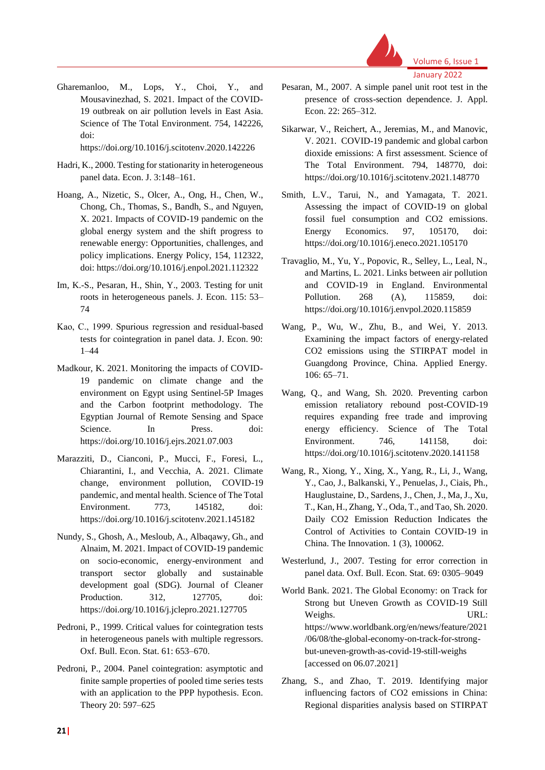Gharemanloo, M., Lops, Y., Choi, Y., and Mousavinezhad, S. 2021. Impact of the COVID-19 outbreak on air pollution levels in East Asia. Science of The Total Environment. 754, 142226, doi: https://doi.org/10.1016/j.scitotenv.2020.142226

Hadri, K., 2000. Testing for stationarity in heterogeneous panel data. Econ. J. 3:148–161.

Hoang, A., Nizetic, S., Olcer, A., Ong, H., Chen, W., Chong, Ch., Thomas, S., Bandh, S., and Nguyen, X. 2021. Impacts of COVID-19 pandemic on the global energy system and the shift progress to renewable energy: Opportunities, challenges, and policy implications. Energy Policy, 154, 112322, doi: https://doi.org/10.1016/j.enpol.2021.112322

Im, K.-S., Pesaran, H., Shin, Y., 2003. Testing for unit roots in heterogeneous panels. J. Econ. 115: 53–74

Kao, C., 1999. Spurious regression and residual-based tests for cointegration in panel data. J. Econ. 90: 1–44

Madkour, K. 2021. Monitoring the impacts of COVID-19 pandemic on climate change and the environment on Egypt using Sentinel-5P Images and the Carbon footprint methodology. The Egyptian Journal of Remote Sensing and Space Science. In Press. doi: https://doi.org/10.1016/j.ejrs.2021.07.003

Marazziti, D., Cianconi, P., Mucci, F., Foresi, L., Chiarantini, I., and Vecchia, A. 2021. Climate change, environment pollution, COVID-19 pandemic, and mental health. Science of The Total Environment. 773, 145182, doi: https://doi.org/10.1016/j.scitotenv.2021.145182

Nundy, S., Ghosh, A., Mesloub, A., Albaqawy, Gh., and Alnaim, M. 2021. Impact of COVID-19 pandemic on socio-economic, energy-environment and transport sector globally and sustainable development goal (SDG). Journal of Cleaner Production. 312, 127705, doi: https://doi.org/10.1016/j.jclepro.2021.127705

Pedroni, P., 1999. Critical values for cointegration tests in heterogeneous panels with multiple regressors. Oxf. Bull. Econ. Stat. 61: 653–670.

Pedroni, P., 2004. Panel cointegration: asymptotic and finite sample properties of pooled time series tests with an application to the PPP hypothesis. Econ. Theory 20: 597–625

Pesaran, M., 2007. A simple panel unit root test in the presence of cross-section dependence. J. Appl. Econ. 22: 265–312.

Sikarwar, V., Reichert, A., Jeremias, M., and Manovic, V. 2021. COVID-19 pandemic and global carbon dioxide emissions: A first assessment. Science of The Total Environment. 794, 148770, doi: https://doi.org/10.1016/j.scitotenv.2021.148770

Smith, L.V., Tarui, N., and Yamagata, T. 2021. Assessing the impact of COVID-19 on global fossil fuel consumption and CO2 emissions. Energy Economics. 97, 105170, doi: https://doi.org/10.1016/j.eneco.2021.105170

Travaglio, M., Yu, Y., Popovic, R., Selley, L., Leal, N., and Martins, L. 2021. Links between air pollution and COVID-19 in England. Environmental Pollution. 268 (A), 115859, doi: https://doi.org/10.1016/j.envpol.2020.115859

Wang, P., Wu, W., Zhu, B., and Wei, Y. 2013. Examining the impact factors of energy-related CO2 emissions using the STIRPAT model in Guangdong Province, China. Applied Energy. 106: 65–71.

Wang, Q., and Wang, Sh. 2020. Preventing carbon emission retaliatory rebound post-COVID-19 requires expanding free trade and improving energy efficiency. Science of The Total Environment. 746, 141158, doi: https://doi.org/10.1016/j.scitotenv.2020.141158

Wang, R., Xiong, Y., Xing, X., Yang, R., Li, J., Wang, Y., Cao, J., Balkanski, Y., Penuelas, J., Ciais, Ph., Hauglustaine, D., Sardens, J., Chen, J., Ma, J., Xu, T., Kan, H., Zhang, Y., Oda, T., and Tao, Sh. 2020. Daily CO2 Emission Reduction Indicates the Control of Activities to Contain COVID-19 in China. The Innovation. 1 (3), 100062.

Westerlund, J., 2007. Testing for error correction in panel data. Oxf. Bull. Econ. Stat. 69: 0305–9049

World Bank. 2021. The Global Economy: on Track for Strong but Uneven Growth as COVID-19 Still Weighs. URL: https://www.worldbank.org/en/news/feature/2021/06/08/the-global-economy-on-track-for-strong-but-uneven-growth-as-covid-19-still-weighs [accessed on 06.07.2021]

Zhang, S., and Zhao, T. 2019. Identifying major influencing factors of CO2 emissions in China: Regional disparities analysis based on STIRPAT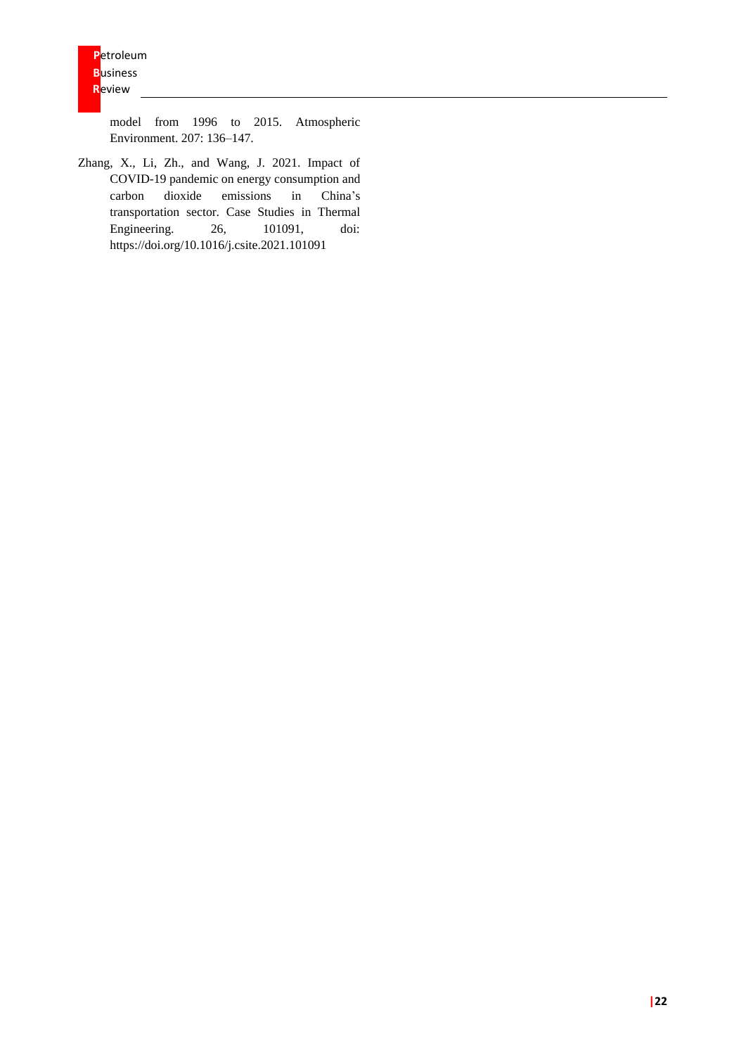model from 1996 to 2015. Atmospheric Environment. 207: 136–147.

Zhang, X., Li, Zh., and Wang, J. 2021. Impact of COVID-19 pandemic on energy consumption and carbon dioxide emissions in China's transportation sector. Case Studies in Thermal Engineering. 26, 101091, doi: https://doi.org/10.1016/j.csite.2021.101091